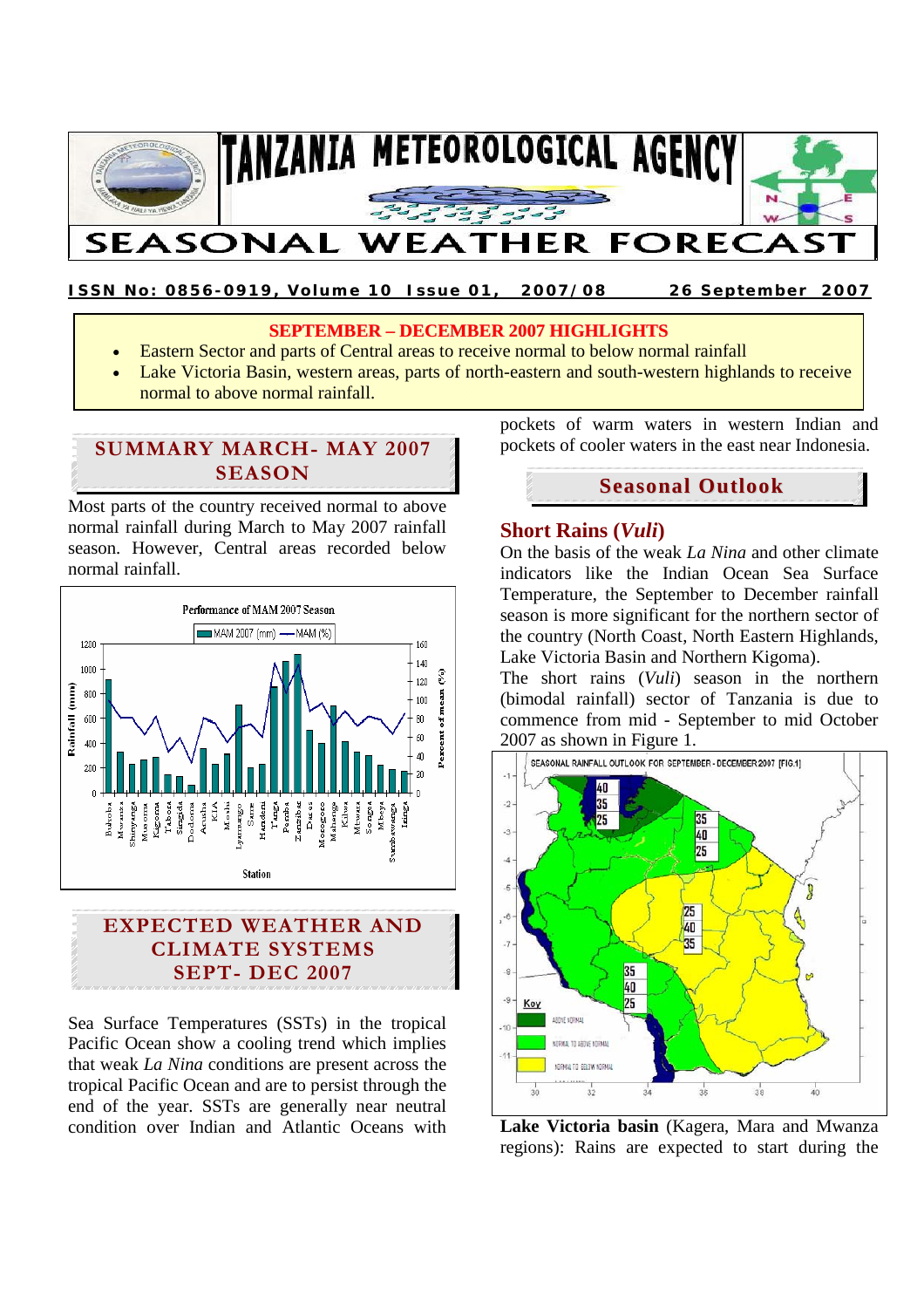# TANZANIA METEOROLOGICAL AGENCY

# SEASONAL WEATHER FORECAST

**ISSN No: 0856-0919, Volume 10 Issue 01, 2007/08 26 September 2007**

**SEPTEMBER – DECEMBER 2007 HIGHLIGHTS**

- Eastern Sector and parts of Central areas to receive normal to below normal rainfall
- Lake Victoria Basin, western areas, parts of north-eastern and south-western highlands to receive normal to above normal rainfall.

## SUMMARY MARCH- MAY 2007 SEASON

Most parts of the country received normal to above normal rainfall during March to May 2007 rainfall season. However, Central areas recorded below normal rainfall.

## EXPECTED WEATHER AND CLIMATE SYSTEMS SEPT- DEC 2007

Sea Surface Temperatures (SSTs) in the tropical Pacific Ocean show a cooling trend which implies that weak *La Nina* conditions are present across the tropical Pacific Ocean and are to persist through the end of the year. SSTs are generally near neutral condition over Indian and Atlantic Oceans with pockets of warm waters in western Indian and pockets of cooler waters in the east near Indonesia.

## Seasonal Outlook

### Short Rains (*Vuli*)

On the basis of the weak *La Nina* and other climate indicators like the Indian Ocean Sea Surface Temperature, the September to December rainfall season is more significant for the northern sector of the country (North Coast, North Eastern Highlands, Lake Victoria Basin and Northern Kigoma).

The short rains (*Vuli*) season in the northern (bimodal rainfall) sector of Tanzania is due to commence from mid - September to mid October 2007 as shown in Figure 1.

**Lake Victoria basin** (Kagera, Mara and Mwanza regions): Rains are expected to start during the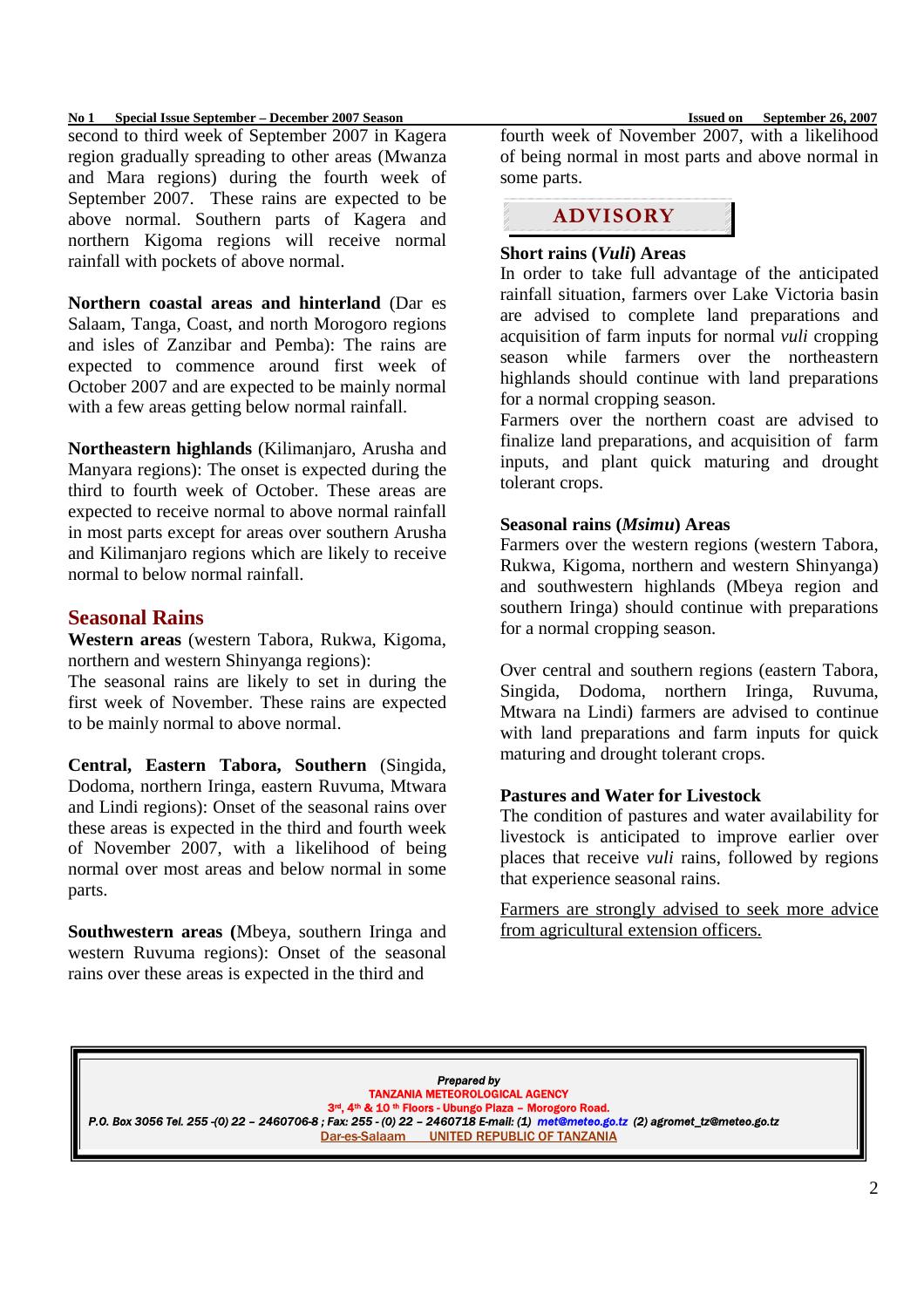second to third week of September 2007 in Kagera region gradually spreading to other areas (Mwanza and Mara regions) during the fourth week of September 2007. These rains are expected to be above normal. Southern parts of Kagera and northern Kigoma regions will receive normal rainfall with pockets of above normal.

**Northern coastal areas and hinterland** (Dar es Salaam, Tanga, Coast, and north Morogoro regions and isles of Zanzibar and Pemba): The rains are expected to commence around first week of October 2007 and are expected to be mainly normal with a few areas getting below normal rainfall.

**Northeastern highlands** (Kilimanjaro, Arusha and Manyara regions): The onset is expected during the third to fourth week of October. These areas are expected to receive normal to above normal rainfall in most parts except for areas over southern Arusha and Kilimanjaro regions which are likely to receive normal to below normal rainfall.

## Seasonal Rains

**Western areas** (western Tabora, Rukwa, Kigoma, northern and western Shinyanga regions):
The seasonal rains are likely to set in during the first week of November. These rains are expected to be mainly normal to above normal.

**Central, Eastern Tabora, Southern** (Singida, Dodoma, northern Iringa, eastern Ruvuma, Mtwara and Lindi regions): Onset of the seasonal rains over these areas is expected in the third and fourth week of November 2007, with a likelihood of being normal over most areas and below normal in some parts.

**Southwestern areas (**Mbeya, southern Iringa and western Ruvuma regions): Onset of the seasonal rains over these areas is expected in the third and fourth week of November 2007, with a likelihood of being normal in most parts and above normal in some parts.

## ADVISORY

### Short rains (*Vuli*) Areas

In order to take full advantage of the anticipated rainfall situation, farmers over Lake Victoria basin are advised to complete land preparations and acquisition of farm inputs for normal *vuli* cropping season while farmers over the northeastern highlands should continue with land preparations for a normal cropping season.

Farmers over the northern coast are advised to finalize land preparations, and acquisition of farm inputs, and plant quick maturing and drought tolerant crops.

### Seasonal rains (*Msimu*) Areas

Farmers over the western regions (western Tabora, Rukwa, Kigoma, northern and western Shinyanga) and southwestern highlands (Mbeya region and southern Iringa) should continue with preparations for a normal cropping season.

Over central and southern regions (eastern Tabora, Singida, Dodoma, northern Iringa, Ruvuma, Mtwara na Lindi) farmers are advised to continue with land preparations and farm inputs for quick maturing and drought tolerant crops.

### Pastures and Water for Livestock

The condition of pastures and water availability for livestock is anticipated to improve earlier over places that receive *vuli* rains, followed by regions that experience seasonal rains.

Farmers are strongly advised to seek more advice from agricultural extension officers.

*Prepared by*
TANZANIA METEOROLOGICAL AGENCY
3rd, 4th & 10th Floors - Ubungo Plaza – Morogoro Road.
P.O. Box 3056 Tel. 255 -(0) 22 – 2460706-8 ; Fax: 255 - (0) 22 – 2460718 E-mail: (1) met@meteo.go.tz (2) agromet_tz@meteo.go.tz
Dar-es-Salaam UNITED REPUBLIC OF TANZANIA